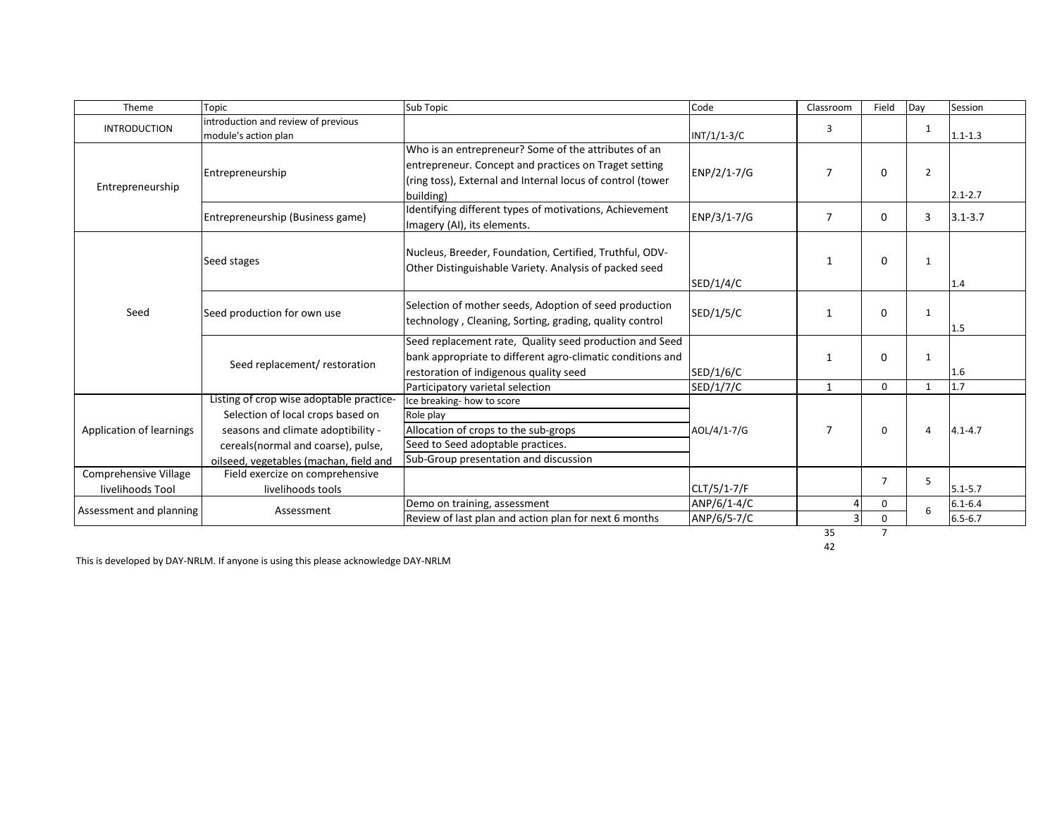| Theme | Topic | Sub Topic | Code | Classroom | Field | Day | Session |
|---|---|---|---|---|---|---|---|
| INTRODUCTION | introduction and review of previous module's action plan | | INT/1/1-3/C | 3 | | 1 | 1.1-1.3 |
| Entrepreneurship | Entrepreneurship | Who is an entrepreneur? Some of the attributes of an entrepreneur. Concept and practices on Traget setting (ring toss), External and Internal locus of control (tower building) | ENP/2/1-7/G | 7 | 0 | 2 | 2.1-2.7 |
| | Entrepreneurship (Business game) | Identifying different types of motivations, Achievement Imagery (AI), its elements. | ENP/3/1-7/G | 7 | 0 | 3 | 3.1-3.7 |
| Seed | Seed stages | Nucleus, Breeder, Foundation, Certified, Truthful, ODV- Other Distinguishable Variety. Analysis of packed seed | SED/1/4/C | 1 | 0 | 1 | 1.4 |
| | Seed production for own use | Selection of mother seeds, Adoption of seed production technology , Cleaning, Sorting, grading, quality control | SED/1/5/C | 1 | 0 | 1 | 1.5 |
| | Seed replacement/ restoration | Seed replacement rate, Quality seed production and Seed bank appropriate to different agro-climatic conditions and restoration of indigenous quality seed | SED/1/6/C | 1 | 0 | 1 | 1.6 |
| | | Participatory varietal selection | SED/1/7/C | 1 | 0 | 1 | 1.7 |
| Application of learnings | Listing of crop wise adoptable practice- Selection of local crops based on seasons and climate adoptibility - cereals(normal and coarse), pulse, oilseed, vegetables (machan, field and | Ice breaking- how to score<br>Role play<br>Allocation of crops to the sub-grops<br>Seed to Seed adoptable practices.<br>Sub-Group presentation and discussion | AOL/4/1-7/G | 7 | 0 | 4 | 4.1-4.7 |
| Comprehensive Village livelihoods Tool | Field exercize on comprehensive livelihoods tools | | CLT/5/1-7/F | | 7 | 5 | 5.1-5.7 |
| Assessment and planning | Assessment | Demo on training, assessment | ANP/6/1-4/C | 4 | 0 | 6 | 6.1-6.4 |
| | | Review of last plan and action plan for next 6 months | ANP/6/5-7/C | 3 | 0 | | 6.5-6.7 |
| | | | | 35 | 7 | | |
| | | | | 42 | | | |

This is developed by DAY-NRLM. If anyone is using this please acknowledge DAY-NRLM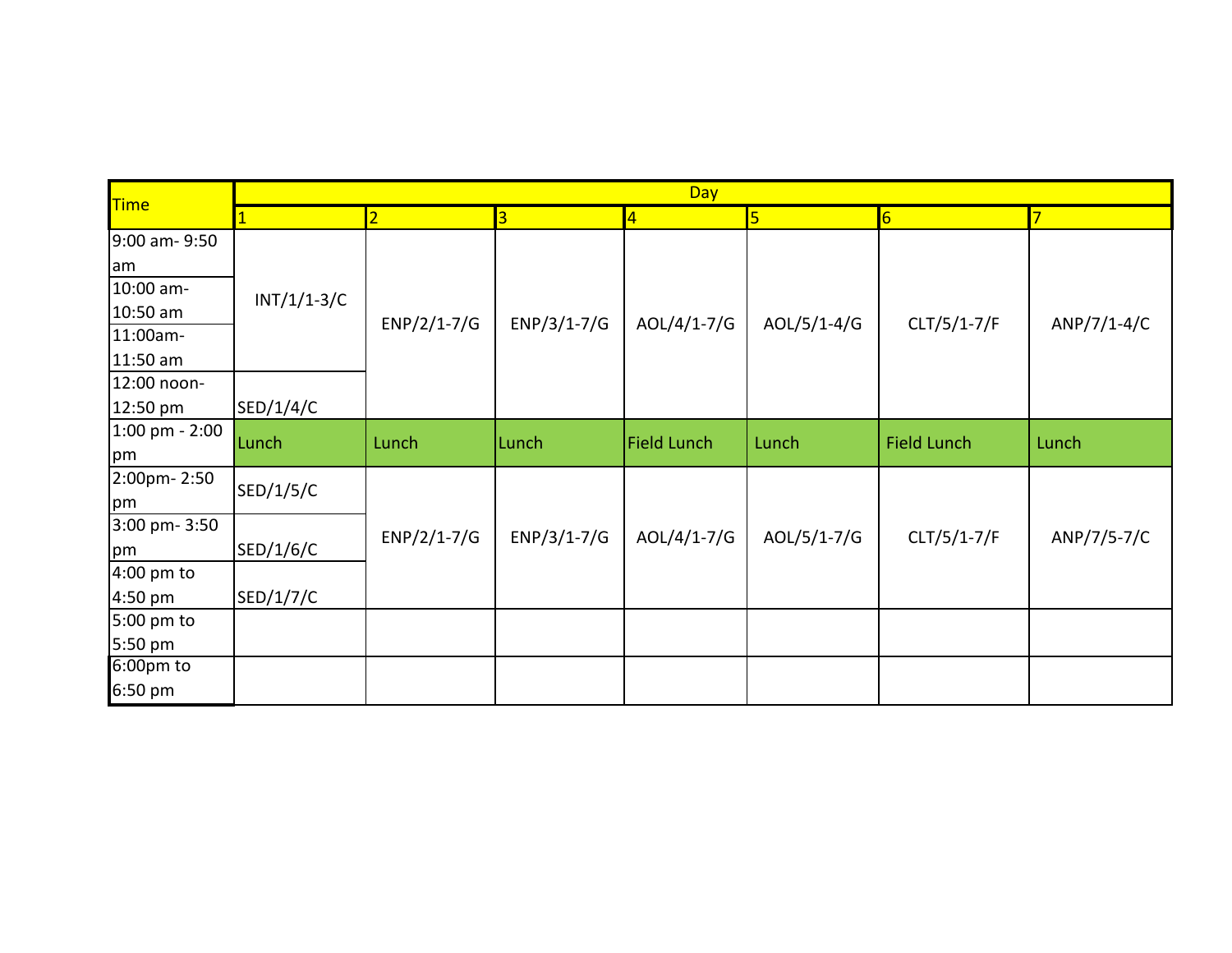| Time | Day | | | | | | |
|---|---|---|---|---|---|---|---|
| | 1 | 2 | 3 | 4 | 5 | 6 | 7 |
| 9:00 am- 9:50 am | INT/1/1-3/C | ENP/2/1-7/G | ENP/3/1-7/G | AOL/4/1-7/G | AOL/5/1-4/G | CLT/5/1-7/F | ANP/7/1-4/C |
| 10:00 am- 10:50 am | | | | | | | |
| 11:00am- 11:50 am | | | | | | | |
| 12:00 noon- 12:50 pm | SED/1/4/C | | | | | | |
| 1:00 pm - 2:00 pm | Lunch | Lunch | Lunch | Field Lunch | Lunch | Field Lunch | Lunch |
| 2:00pm- 2:50 pm | SED/1/5/C | ENP/2/1-7/G | ENP/3/1-7/G | AOL/4/1-7/G | AOL/5/1-7/G | CLT/5/1-7/F | ANP/7/5-7/C |
| 3:00 pm- 3:50 pm | SED/1/6/C | | | | | | |
| 4:00 pm to 4:50 pm | SED/1/7/C | | | | | | |
| 5:00 pm to 5:50 pm | | | | | | | |
| 6:00pm to 6:50 pm | | | | | | | |